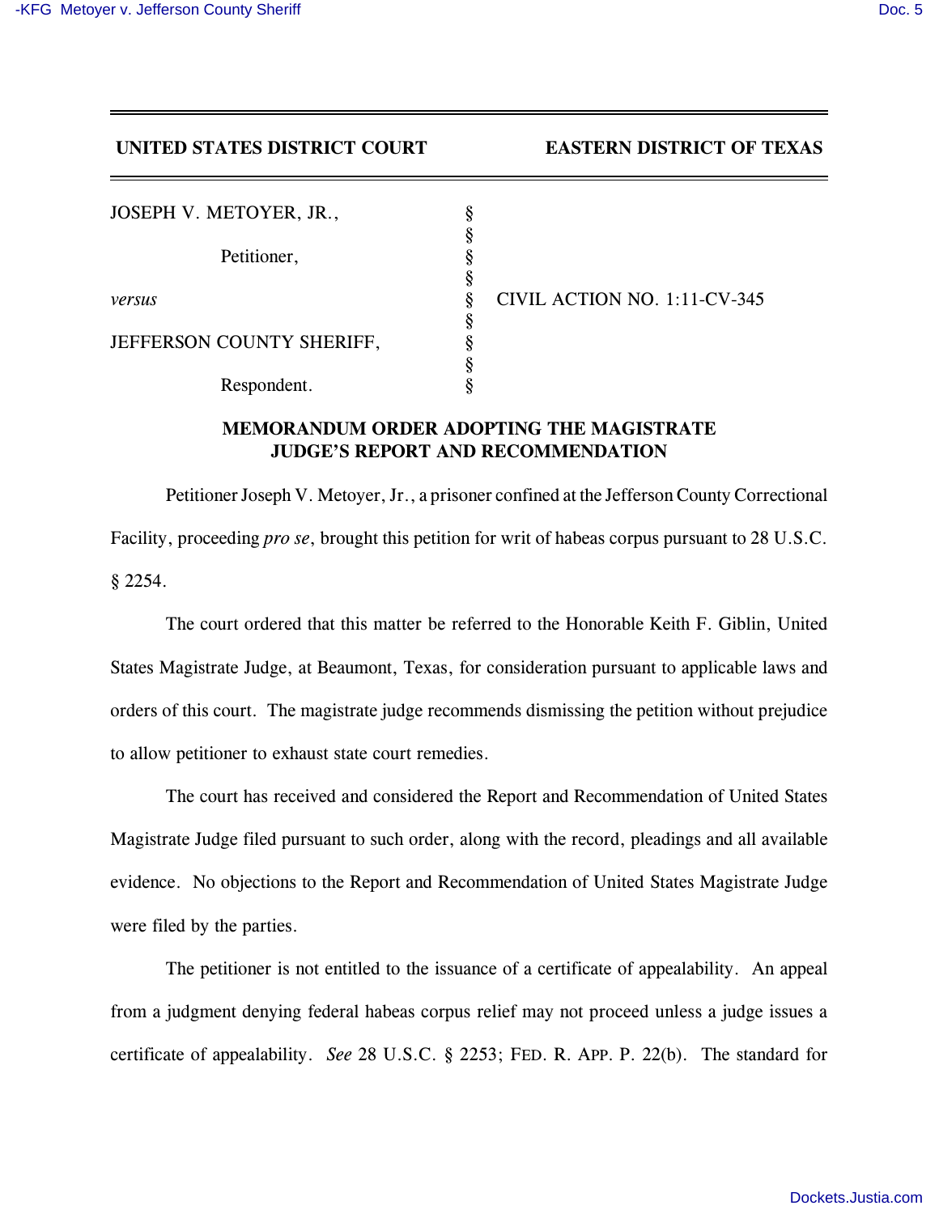**UNITED STATES DISTRICT COURT** **EASTERN DISTRICT OF TEXAS**

| | | |
|---|---|---|
| JOSEPH V. METOYER, JR., | § | |
| | § | |
| Petitioner, | § | |
| | § | |
| *versus* | § | CIVIL ACTION NO. 1:11-CV-345 |
| | § | |
| JEFFERSON COUNTY SHERIFF, | § | |
| | § | |
| Respondent. | § | |

## MEMORANDUM ORDER ADOPTING THE MAGISTRATE JUDGE'S REPORT AND RECOMMENDATION

Petitioner Joseph V. Metoyer, Jr., a prisoner confined at the Jefferson County Correctional Facility, proceeding *pro se*, brought this petition for writ of habeas corpus pursuant to 28 U.S.C. § 2254.

The court ordered that this matter be referred to the Honorable Keith F. Giblin, United States Magistrate Judge, at Beaumont, Texas, for consideration pursuant to applicable laws and orders of this court. The magistrate judge recommends dismissing the petition without prejudice to allow petitioner to exhaust state court remedies.

The court has received and considered the Report and Recommendation of United States Magistrate Judge filed pursuant to such order, along with the record, pleadings and all available evidence. No objections to the Report and Recommendation of United States Magistrate Judge were filed by the parties.

The petitioner is not entitled to the issuance of a certificate of appealability. An appeal from a judgment denying federal habeas corpus relief may not proceed unless a judge issues a certificate of appealability. *See* 28 U.S.C. § 2253; FED. R. APP. P. 22(b). The standard for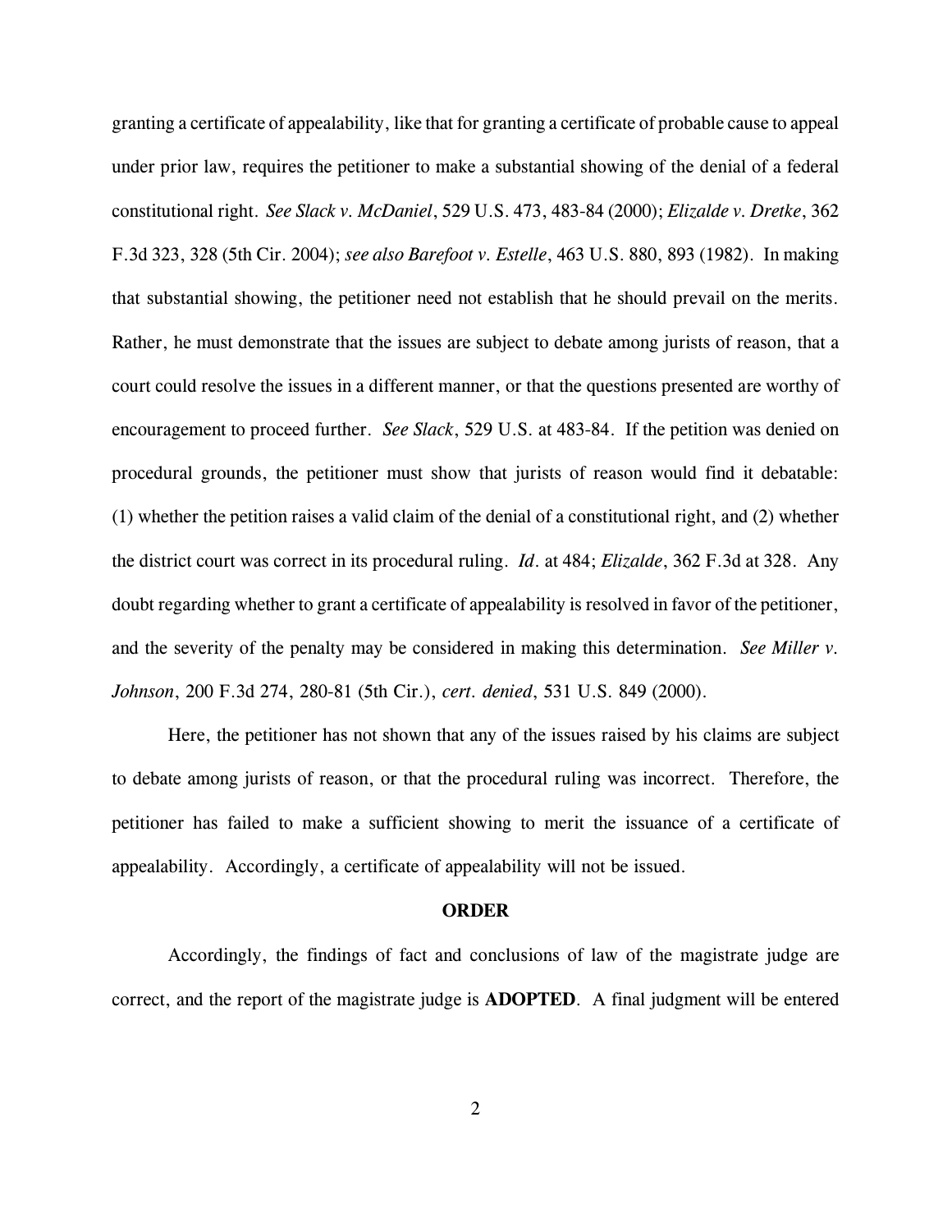granting a certificate of appealability, like that for granting a certificate of probable cause to appeal under prior law, requires the petitioner to make a substantial showing of the denial of a federal constitutional right. *See Slack v. McDaniel*, 529 U.S. 473, 483-84 (2000); *Elizalde v. Dretke*, 362 F.3d 323, 328 (5th Cir. 2004); *see also Barefoot v. Estelle*, 463 U.S. 880, 893 (1982). In making that substantial showing, the petitioner need not establish that he should prevail on the merits. Rather, he must demonstrate that the issues are subject to debate among jurists of reason, that a court could resolve the issues in a different manner, or that the questions presented are worthy of encouragement to proceed further. *See Slack*, 529 U.S. at 483-84. If the petition was denied on procedural grounds, the petitioner must show that jurists of reason would find it debatable: (1) whether the petition raises a valid claim of the denial of a constitutional right, and (2) whether the district court was correct in its procedural ruling. *Id.* at 484; *Elizalde*, 362 F.3d at 328. Any doubt regarding whether to grant a certificate of appealability is resolved in favor of the petitioner, and the severity of the penalty may be considered in making this determination. *See Miller v. Johnson*, 200 F.3d 274, 280-81 (5th Cir.), *cert. denied*, 531 U.S. 849 (2000).

Here, the petitioner has not shown that any of the issues raised by his claims are subject to debate among jurists of reason, or that the procedural ruling was incorrect. Therefore, the petitioner has failed to make a sufficient showing to merit the issuance of a certificate of appealability. Accordingly, a certificate of appealability will not be issued.

**ORDER**

Accordingly, the findings of fact and conclusions of law of the magistrate judge are correct, and the report of the magistrate judge is **ADOPTED**. A final judgment will be entered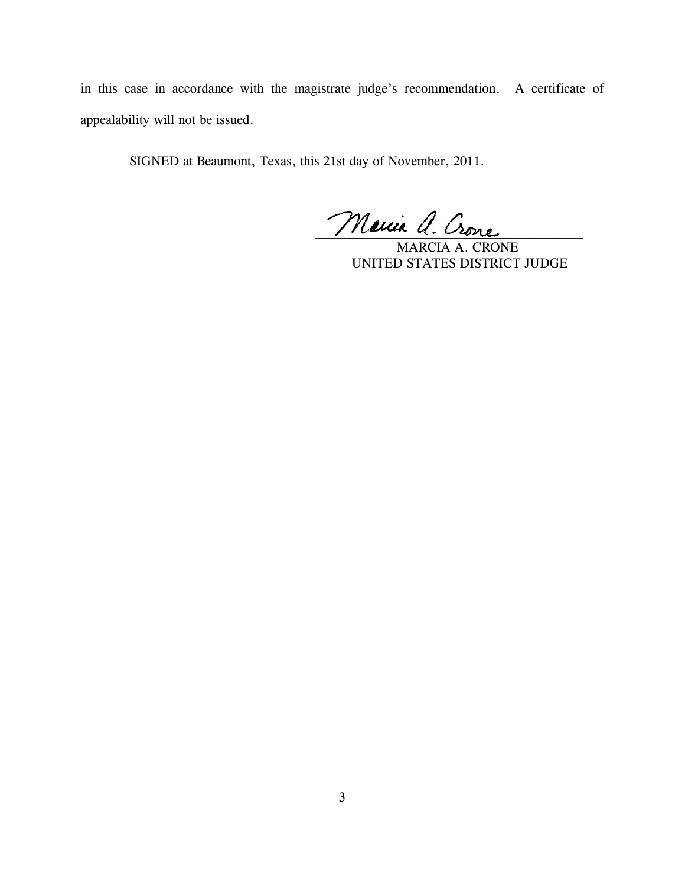in this case in accordance with the magistrate judge's recommendation. A certificate of appealability will not be issued.

SIGNED at Beaumont, Texas, this 21st day of November, 2011.

Marcia A. Crone

MARCIA A. CRONE
UNITED STATES DISTRICT JUDGE